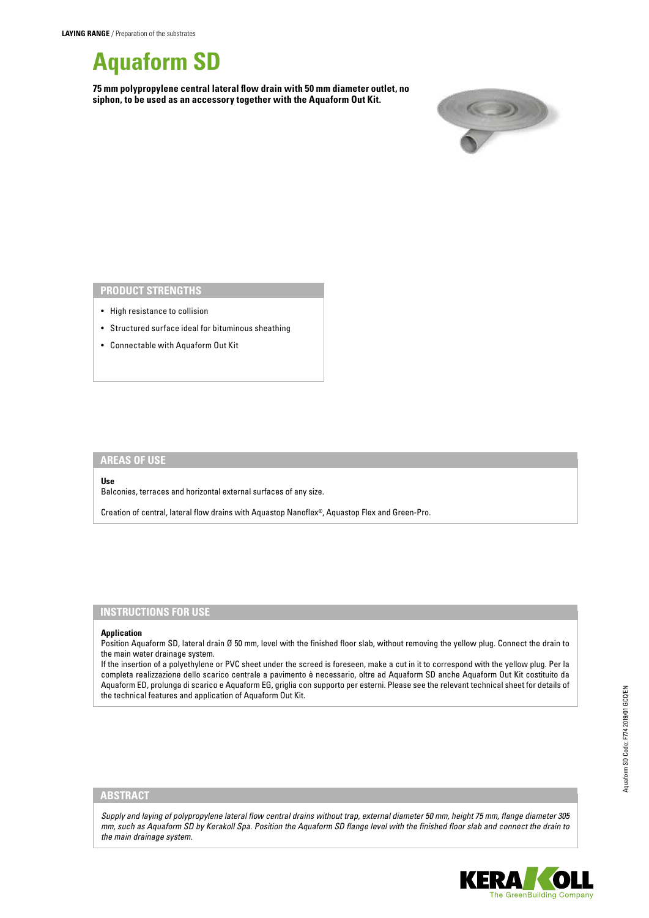**LAYING RANGE** / Preparation of the substrates

# Aquaform SD

**75 mm polypropylene central lateral flow drain with 50 mm diameter outlet, no siphon, to be used as an accessory together with the Aquaform Out Kit.**

## PRODUCT STRENGTHS

- High resistance to collision
- Structured surface ideal for bituminous sheathing
- Connectable with Aquaform Out Kit

## AREAS OF USE

**Use**

Balconies, terraces and horizontal external surfaces of any size.

Creation of central, lateral flow drains with Aquastop Nanoflex®, Aquastop Flex and Green-Pro.

## INSTRUCTIONS FOR USE

**Application**

Position Aquaform SD, lateral drain Ø 50 mm, level with the finished floor slab, without removing the yellow plug. Connect the drain to the main water drainage system.

If the insertion of a polyethylene or PVC sheet under the screed is foreseen, make a cut in it to correspond with the yellow plug. Per la completa realizzazione dello scarico centrale a pavimento è necessario, oltre ad Aquaform SD anche Aquaform Out Kit costituito da Aquaform ED, prolunga di scarico e Aquaform EG, griglia con supporto per esterni. Please see the relevant technical sheet for details of the technical features and application of Aquaform Out Kit.

## ABSTRACT

*Supply and laying of polypropylene lateral flow central drains without trap, external diameter 50 mm, height 75 mm, flange diameter 305 mm, such as Aquaform SD by Kerakoll Spa. Position the Aquaform SD flange level with the finished floor slab and connect the drain to the main drainage system.*

Aquaform SD Code: F774 2019/01 GCC/EN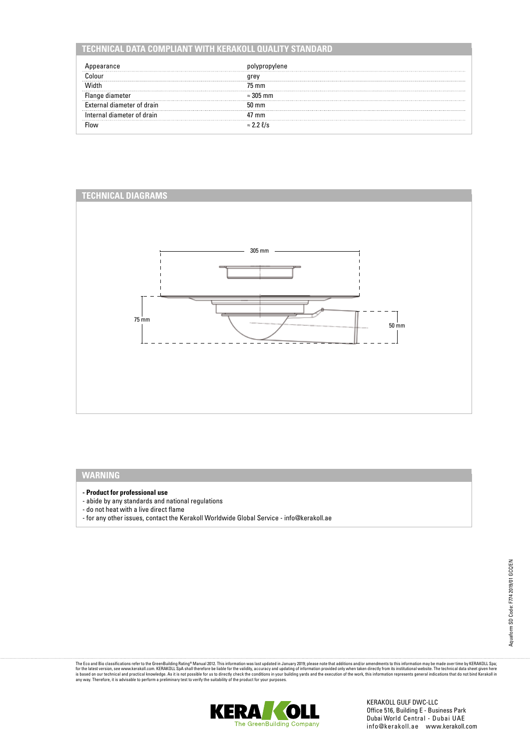## TECHNICAL DATA COMPLIANT WITH KERAKOLL QUALITY STANDARD

| | |
|---|---|
| Appearance | polypropylene |
| Colour | grey |
| Width | 75 mm |
| Flange diameter | ≈ 305 mm |
| External diameter of drain | 50 mm |
| Internal diameter of drain | 47 mm |
| Flow | ≈ 2.2 ℓ/s |

## TECHNICAL DIAGRAMS

305 mm

75 mm

50 mm

## WARNING

- **Product for professional use**
- abide by any standards and national regulations
- do not heat with a live direct flame
- for any other issues, contact the Kerakoll Worldwide Global Service - info@kerakoll.ae

The Eco and Bio classifications refer to the GreenBuilding Rating® Manual 2012. This information was last updated in January 2019; please note that additions and/or amendments to this information may be made over time by KERAKOLL Spa; for the latest version, see www.kerakoll.com. KERAKOLL SpA shall therefore be liable for the validity, accuracy and updating of information provided only when taken directly from its institutional website. The technical data sheet given here is based on our technical and practical knowledge. As it is not possible for us to directly check the conditions in your building yards and the execution of the work, this information represents general indications that do not bind Kerakoll in any way. Therefore, it is advisable to perform a preliminary test to verify the suitability of the product for your purposes.

Aquaform SD Code: F774 2019/01 GCC/EN

KERAKOLL GULF DWC-LLC
Office 516, Building E - Business Park
Dubai World Central - Dubai UAE
info@kerakoll.ae www.kerakoll.com